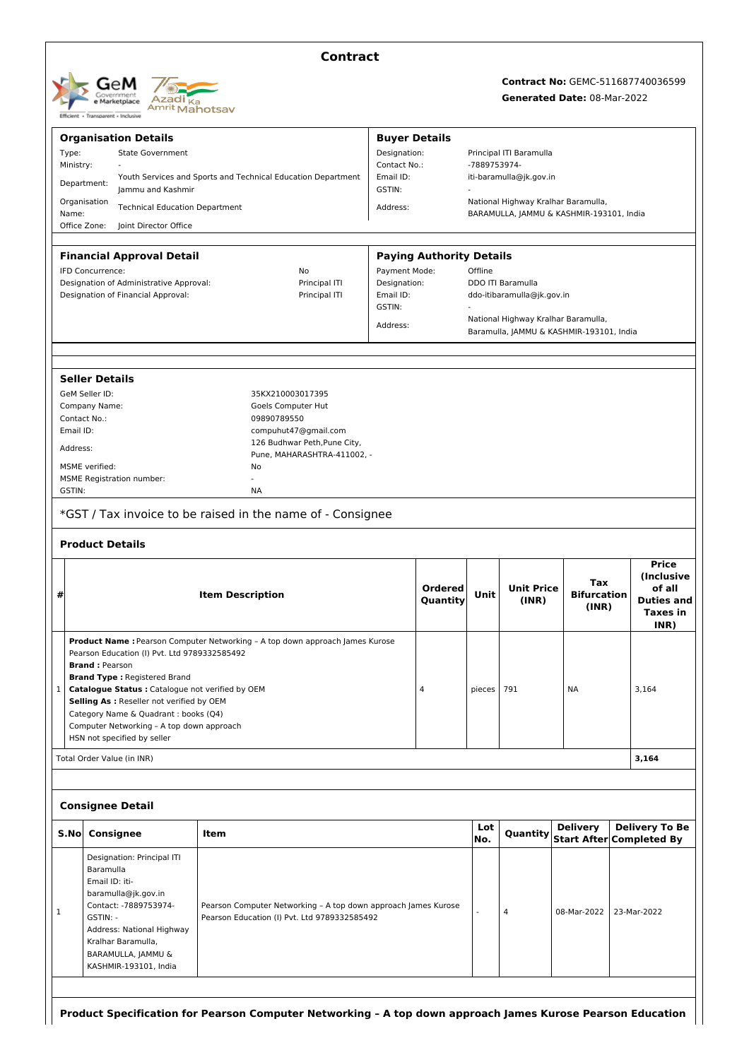# Contract

**Contract No:** GEMC-511687740036599
**Generated Date:** 08-Mar-2022

## Organisation Details

| | |
|---|---|
| Type: | State Government |
| Ministry: | - |
| Department: | Youth Services and Sports and Technical Education Department Jammu and Kashmir |
| Organisation Name: | Technical Education Department |
| Office Zone: | Joint Director Office |

## Buyer Details

| | |
|---|---|
| Designation: | Principal ITI Baramulla |
| Contact No.: | -7889753974- |
| Email ID: | iti-baramulla@jk.gov.in |
| GSTIN: | - |
| Address: | National Highway Kralhar Baramulla, BARAMULLA, JAMMU & KASHMIR-193101, India |

## Financial Approval Detail

| | |
|---|---|
| IFD Concurrence: | No |
| Designation of Administrative Approval: | Principal ITI |
| Designation of Financial Approval: | Principal ITI |

## Paying Authority Details

| | |
|---|---|
| Payment Mode: | Offline |
| Designation: | DDO ITI Baramulla |
| Email ID: | ddo-itibaramulla@jk.gov.in |
| GSTIN: | - |
| Address: | National Highway Kralhar Baramulla, Baramulla, JAMMU & KASHMIR-193101, India |

## Seller Details

| | |
|---|---|
| GeM Seller ID: | 35KX210003017395 |
| Company Name: | Goels Computer Hut |
| Contact No.: | 09890789550 |
| Email ID: | compuhut47@gmail.com |
| Address: | 126 Budhwar Peth,Pune City, Pune, MAHARASHTRA-411002, - |
| MSME verified: | No |
| MSME Registration number: | - |
| GSTIN: | NA |

*GST / Tax invoice to be raised in the name of - Consignee

## Product Details

| # | Item Description | Ordered Quantity | Unit | Unit Price (INR) | Tax Bifurcation (INR) | Price (Inclusive of all Duties and Taxes in INR) |
|---|---|---|---|---|---|---|
| 1 | **Product Name :** Pearson Computer Networking – A top down approach James Kurose Pearson Education (I) Pvt. Ltd 9789332585492<br>**Brand :** Pearson<br>**Brand Type :** Registered Brand<br>**Catalogue Status :** Catalogue not verified by OEM<br>**Selling As :** Reseller not verified by OEM<br>Category Name & Quadrant : books (Q4)<br>Computer Networking – A top down approach<br>HSN not specified by seller | 4 | pieces | 791 | NA | 3,164 |
| Total Order Value (in INR) | | | | | | **3,164** |

## Consignee Detail

| S.No | Consignee | Item | Lot No. | Quantity | Delivery Start After | Delivery To Be Completed By |
|---|---|---|---|---|---|---|
| 1 | Designation: Principal ITI Baramulla<br>Email ID: iti-baramulla@jk.gov.in<br>Contact: -7889753974-<br>GSTIN: -<br>Address: National Highway Kralhar Baramulla, BARAMULLA, JAMMU & KASHMIR-193101, India | Pearson Computer Networking – A top down approach James Kurose Pearson Education (I) Pvt. Ltd 9789332585492 | - | 4 | 08-Mar-2022 | 23-Mar-2022 |

## Product Specification for Pearson Computer Networking – A top down approach James Kurose Pearson Education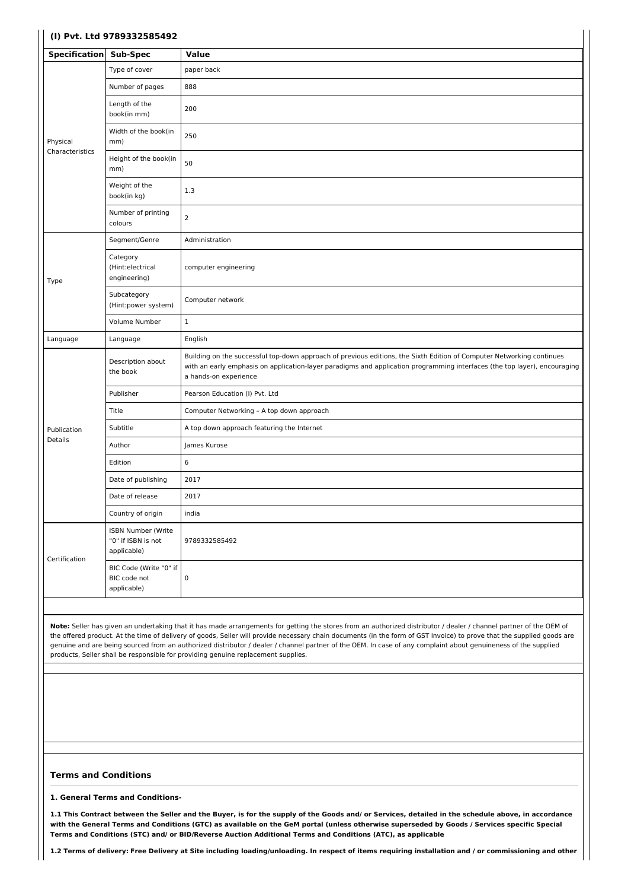**(I) Pvt. Ltd 9789332585492**

| Specification | Sub-Spec | Value |
|---|---|---|
| Physical Characteristics | Type of cover | paper back |
| | Number of pages | 888 |
| | Length of the book(in mm) | 200 |
| | Width of the book(in mm) | 250 |
| | Height of the book(in mm) | 50 |
| | Weight of the book(in kg) | 1.3 |
| | Number of printing colours | 2 |
| Type | Segment/Genre | Administration |
| | Category (Hint:electrical engineering) | computer engineering |
| | Subcategory (Hint:power system) | Computer network |
| | Volume Number | 1 |
| Language | Language | English |
| Publication Details | Description about the book | Building on the successful top-down approach of previous editions, the Sixth Edition of Computer Networking continues with an early emphasis on application-layer paradigms and application programming interfaces (the top layer), encouraging a hands-on experience |
| | Publisher | Pearson Education (I) Pvt. Ltd |
| | Title | Computer Networking – A top down approach |
| | Subtitle | A top down approach featuring the Internet |
| | Author | James Kurose |
| | Edition | 6 |
| | Date of publishing | 2017 |
| | Date of release | 2017 |
| | Country of origin | india |
| Certification | ISBN Number (Write "0" if ISBN is not applicable) | 9789332585492 |
| | BIC Code (Write "0" if BIC code not applicable) | 0 |

**Note:** Seller has given an undertaking that it has made arrangements for getting the stores from an authorized distributor / dealer / channel partner of the OEM of the offered product. At the time of delivery of goods, Seller will provide necessary chain documents (in the form of GST Invoice) to prove that the supplied goods are genuine and are being sourced from an authorized distributor / dealer / channel partner of the OEM. In case of any complaint about genuineness of the supplied products, Seller shall be responsible for providing genuine replacement supplies.

## Terms and Conditions

**1. General Terms and Conditions-**

**1.1 This Contract between the Seller and the Buyer, is for the supply of the Goods and/ or Services, detailed in the schedule above, in accordance with the General Terms and Conditions (GTC) as available on the GeM portal (unless otherwise superseded by Goods / Services specific Special Terms and Conditions (STC) and/ or BID/Reverse Auction Additional Terms and Conditions (ATC), as applicable**

**1.2 Terms of delivery: Free Delivery at Site including loading/unloading. In respect of items requiring installation and / or commissioning and other**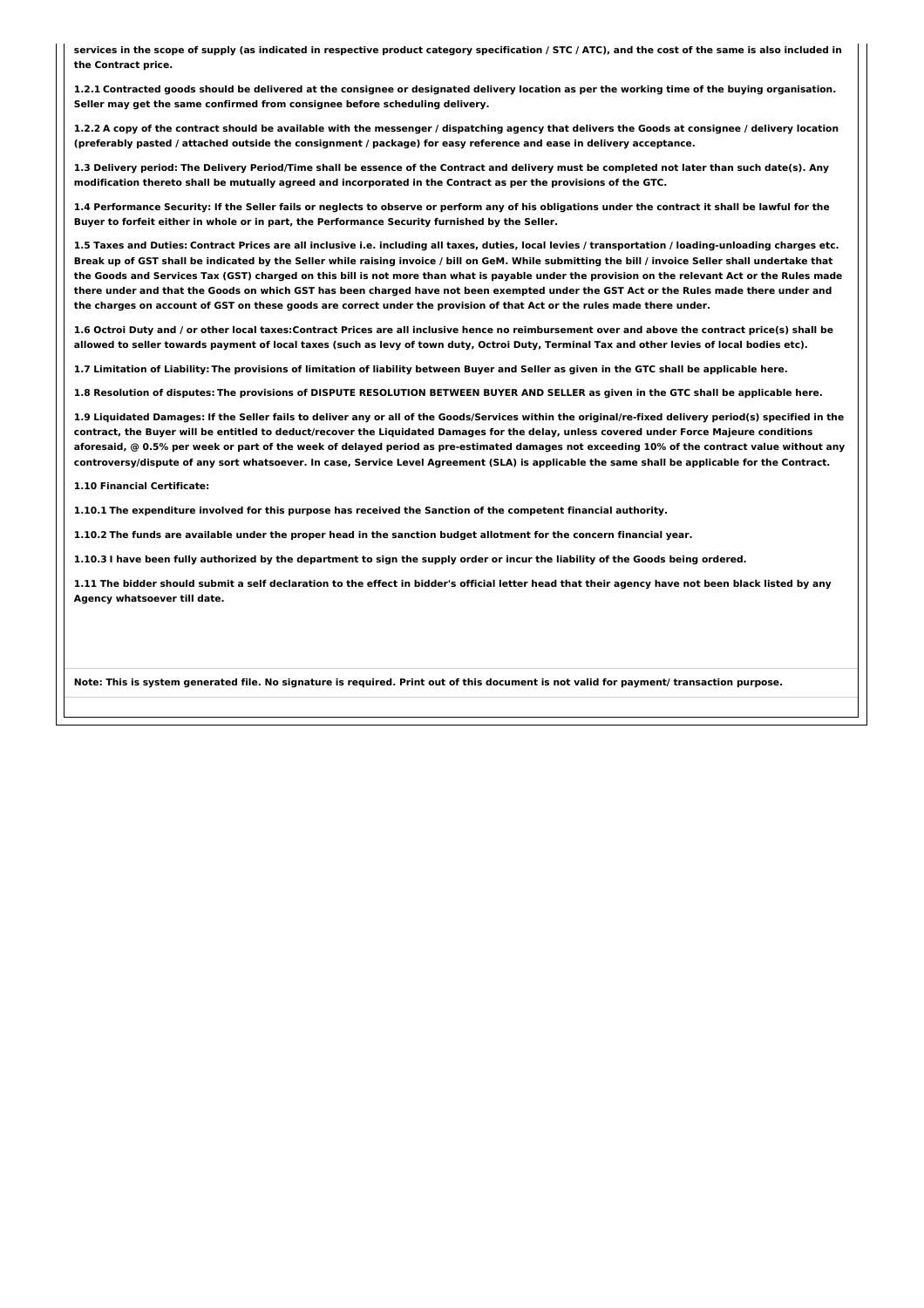**services in the scope of supply (as indicated in respective product category specification / STC / ATC), and the cost of the same is also included in the Contract price.**

**1.2.1 Contracted goods should be delivered at the consignee or designated delivery location as per the working time of the buying organisation. Seller may get the same confirmed from consignee before scheduling delivery.**

**1.2.2 A copy of the contract should be available with the messenger / dispatching agency that delivers the Goods at consignee / delivery location (preferably pasted / attached outside the consignment / package) for easy reference and ease in delivery acceptance.**

**1.3 Delivery period: The Delivery Period/Time shall be essence of the Contract and delivery must be completed not later than such date(s). Any modification thereto shall be mutually agreed and incorporated in the Contract as per the provisions of the GTC.**

**1.4 Performance Security: If the Seller fails or neglects to observe or perform any of his obligations under the contract it shall be lawful for the Buyer to forfeit either in whole or in part, the Performance Security furnished by the Seller.**

**1.5 Taxes and Duties: Contract Prices are all inclusive i.e. including all taxes, duties, local levies / transportation / loading-unloading charges etc. Break up of GST shall be indicated by the Seller while raising invoice / bill on GeM. While submitting the bill / invoice Seller shall undertake that the Goods and Services Tax (GST) charged on this bill is not more than what is payable under the provision on the relevant Act or the Rules made there under and that the Goods on which GST has been charged have not been exempted under the GST Act or the Rules made there under and the charges on account of GST on these goods are correct under the provision of that Act or the rules made there under.**

**1.6 Octroi Duty and / or other local taxes:Contract Prices are all inclusive hence no reimbursement over and above the contract price(s) shall be allowed to seller towards payment of local taxes (such as levy of town duty, Octroi Duty, Terminal Tax and other levies of local bodies etc).**

**1.7 Limitation of Liability: The provisions of limitation of liability between Buyer and Seller as given in the GTC shall be applicable here.**

**1.8 Resolution of disputes: The provisions of DISPUTE RESOLUTION BETWEEN BUYER AND SELLER as given in the GTC shall be applicable here.**

**1.9 Liquidated Damages: If the Seller fails to deliver any or all of the Goods/Services within the original/re-fixed delivery period(s) specified in the contract, the Buyer will be entitled to deduct/recover the Liquidated Damages for the delay, unless covered under Force Majeure conditions aforesaid, @ 0.5% per week or part of the week of delayed period as pre-estimated damages not exceeding 10% of the contract value without any controversy/dispute of any sort whatsoever. In case, Service Level Agreement (SLA) is applicable the same shall be applicable for the Contract.**

**1.10 Financial Certificate:**

**1.10.1 The expenditure involved for this purpose has received the Sanction of the competent financial authority.**

**1.10.2 The funds are available under the proper head in the sanction budget allotment for the concern financial year.**

**1.10.3 I have been fully authorized by the department to sign the supply order or incur the liability of the Goods being ordered.**

**1.11 The bidder should submit a self declaration to the effect in bidder's official letter head that their agency have not been black listed by any Agency whatsoever till date.**

**Note: This is system generated file. No signature is required. Print out of this document is not valid for payment/ transaction purpose.**